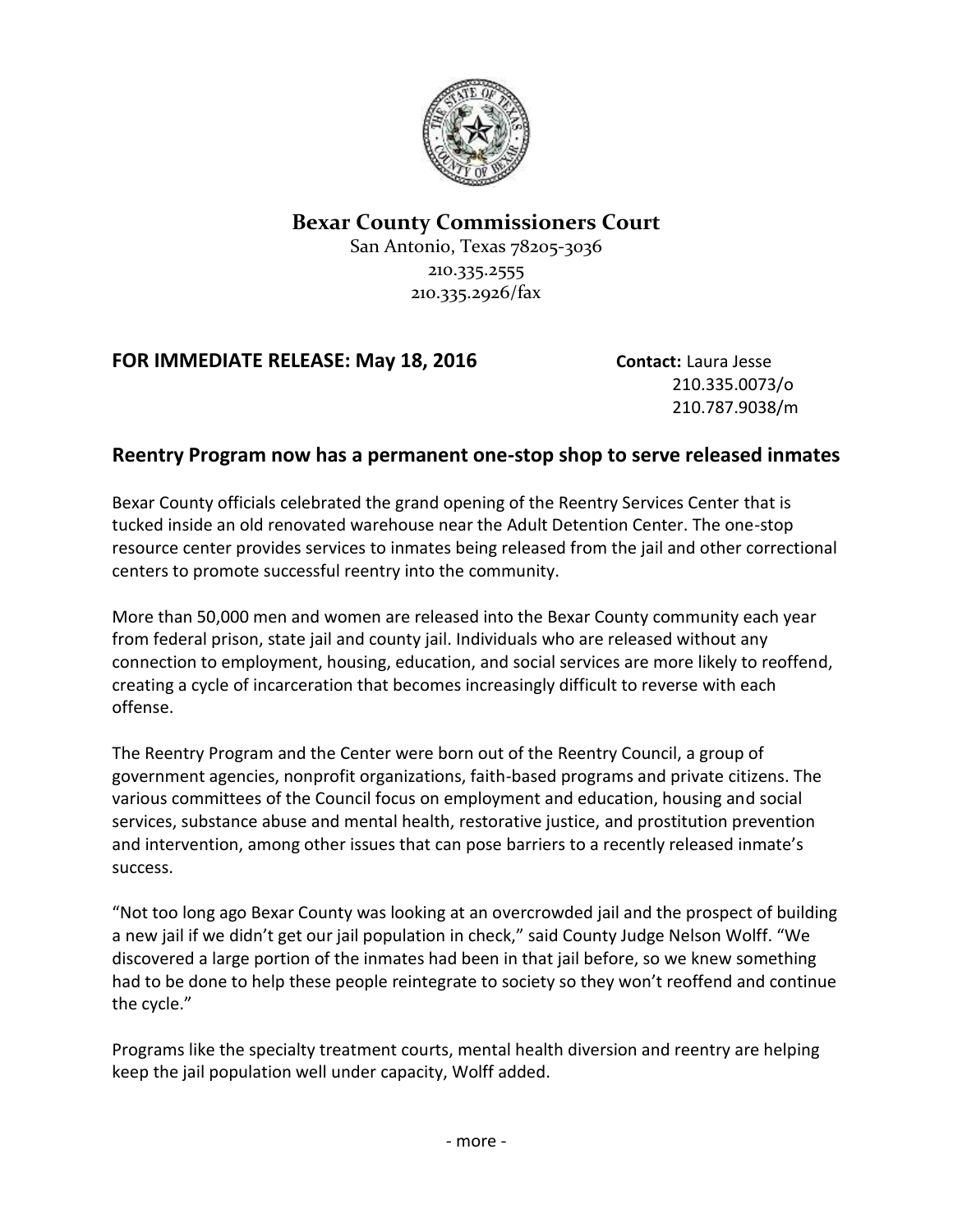**Bexar County Commissioners Court**

San Antonio, Texas 78205-3036
210.335.2555
210.335.2926/fax

**FOR IMMEDIATE RELEASE: May 18, 2016**

**Contact:** Laura Jesse
210.335.0073/o
210.787.9038/m

## Reentry Program now has a permanent one-stop shop to serve released inmates

Bexar County officials celebrated the grand opening of the Reentry Services Center that is tucked inside an old renovated warehouse near the Adult Detention Center. The one-stop resource center provides services to inmates being released from the jail and other correctional centers to promote successful reentry into the community.

More than 50,000 men and women are released into the Bexar County community each year from federal prison, state jail and county jail. Individuals who are released without any connection to employment, housing, education, and social services are more likely to reoffend, creating a cycle of incarceration that becomes increasingly difficult to reverse with each offense.

The Reentry Program and the Center were born out of the Reentry Council, a group of government agencies, nonprofit organizations, faith-based programs and private citizens. The various committees of the Council focus on employment and education, housing and social services, substance abuse and mental health, restorative justice, and prostitution prevention and intervention, among other issues that can pose barriers to a recently released inmate's success.

"Not too long ago Bexar County was looking at an overcrowded jail and the prospect of building a new jail if we didn't get our jail population in check," said County Judge Nelson Wolff. "We discovered a large portion of the inmates had been in that jail before, so we knew something had to be done to help these people reintegrate to society so they won't reoffend and continue the cycle."

Programs like the specialty treatment courts, mental health diversion and reentry are helping keep the jail population well under capacity, Wolff added.

\- more -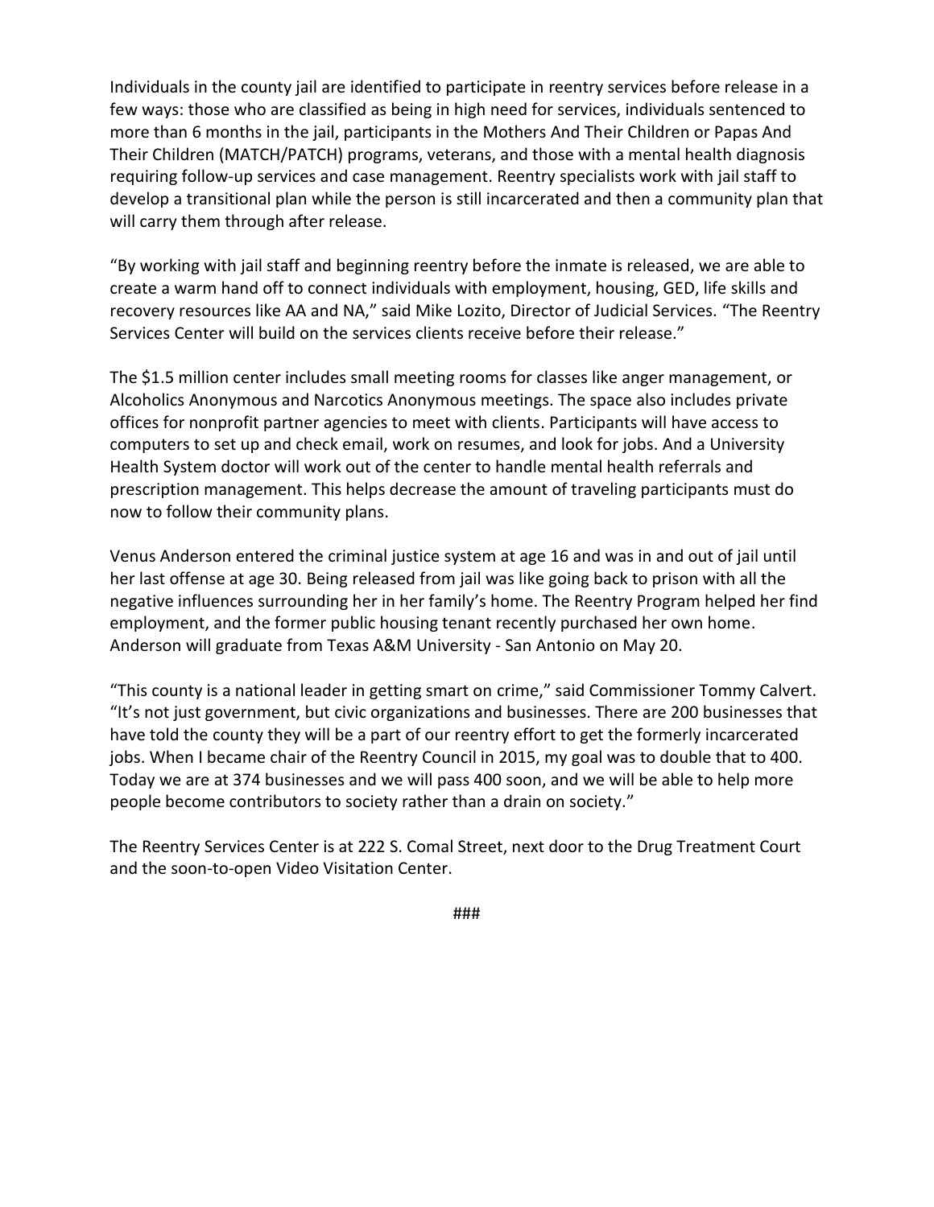Individuals in the county jail are identified to participate in reentry services before release in a few ways: those who are classified as being in high need for services, individuals sentenced to more than 6 months in the jail, participants in the Mothers And Their Children or Papas And Their Children (MATCH/PATCH) programs, veterans, and those with a mental health diagnosis requiring follow-up services and case management. Reentry specialists work with jail staff to develop a transitional plan while the person is still incarcerated and then a community plan that will carry them through after release.

"By working with jail staff and beginning reentry before the inmate is released, we are able to create a warm hand off to connect individuals with employment, housing, GED, life skills and recovery resources like AA and NA," said Mike Lozito, Director of Judicial Services. "The Reentry Services Center will build on the services clients receive before their release."

The $1.5 million center includes small meeting rooms for classes like anger management, or Alcoholics Anonymous and Narcotics Anonymous meetings. The space also includes private offices for nonprofit partner agencies to meet with clients. Participants will have access to computers to set up and check email, work on resumes, and look for jobs. And a University Health System doctor will work out of the center to handle mental health referrals and prescription management. This helps decrease the amount of traveling participants must do now to follow their community plans.

Venus Anderson entered the criminal justice system at age 16 and was in and out of jail until her last offense at age 30. Being released from jail was like going back to prison with all the negative influences surrounding her in her family's home. The Reentry Program helped her find employment, and the former public housing tenant recently purchased her own home. Anderson will graduate from Texas A&M University - San Antonio on May 20.

"This county is a national leader in getting smart on crime," said Commissioner Tommy Calvert. "It's not just government, but civic organizations and businesses. There are 200 businesses that have told the county they will be a part of our reentry effort to get the formerly incarcerated jobs. When I became chair of the Reentry Council in 2015, my goal was to double that to 400. Today we are at 374 businesses and we will pass 400 soon, and we will be able to help more people become contributors to society rather than a drain on society."

The Reentry Services Center is at 222 S. Comal Street, next door to the Drug Treatment Court and the soon-to-open Video Visitation Center.

###